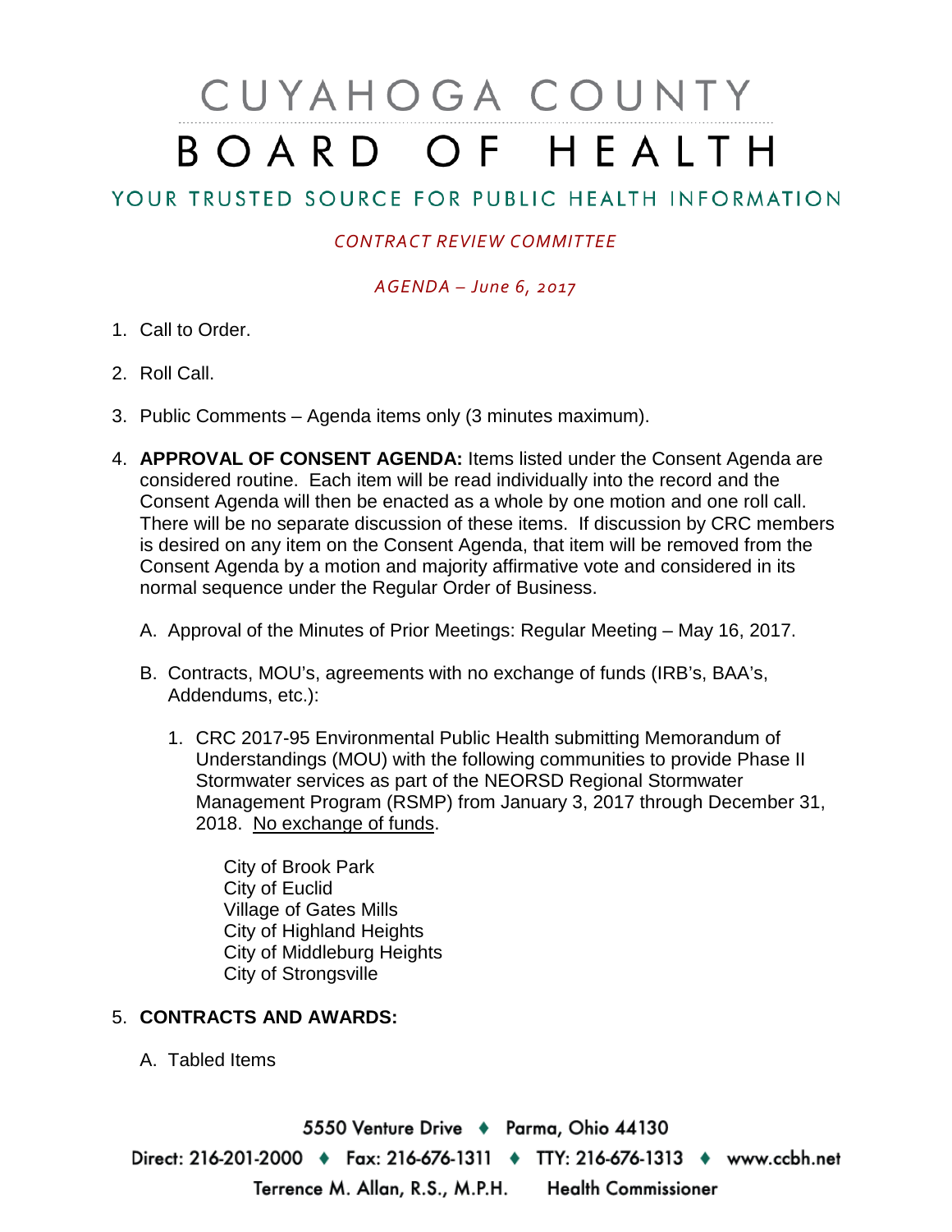# CUYAHOGA COUNTY BOARD OF HEALTH

## YOUR TRUSTED SOURCE FOR PUBLIC HEALTH INFORMATION

*CONTRACT REVIEW COMMITTEE*

*AGENDA – June 6, 2017*

1. Call to Order.

2. Roll Call.

3. Public Comments – Agenda items only (3 minutes maximum).

4. **APPROVAL OF CONSENT AGENDA:** Items listed under the Consent Agenda are considered routine. Each item will be read individually into the record and the Consent Agenda will then be enacted as a whole by one motion and one roll call. There will be no separate discussion of these items. If discussion by CRC members is desired on any item on the Consent Agenda, that item will be removed from the Consent Agenda by a motion and majority affirmative vote and considered in its normal sequence under the Regular Order of Business.

   A. Approval of the Minutes of Prior Meetings: Regular Meeting – May 16, 2017.

   B. Contracts, MOU's, agreements with no exchange of funds (IRB's, BAA's, Addendums, etc.):

      1. CRC 2017-95 Environmental Public Health submitting Memorandum of Understandings (MOU) with the following communities to provide Phase II Stormwater services as part of the NEORSD Regional Stormwater Management Program (RSMP) from January 3, 2017 through December 31, 2018. No exchange of funds.

         City of Brook Park
         City of Euclid
         Village of Gates Mills
         City of Highland Heights
         City of Middleburg Heights
         City of Strongsville

5. **CONTRACTS AND AWARDS:**

   A. Tabled Items

5550 Venture Drive ♦ Parma, Ohio 44130
Direct: 216-201-2000 ♦ Fax: 216-676-1311 ♦ TTY: 216-676-1313 ♦ www.ccbh.net
Terrence M. Allan, R.S., M.P.H. Health Commissioner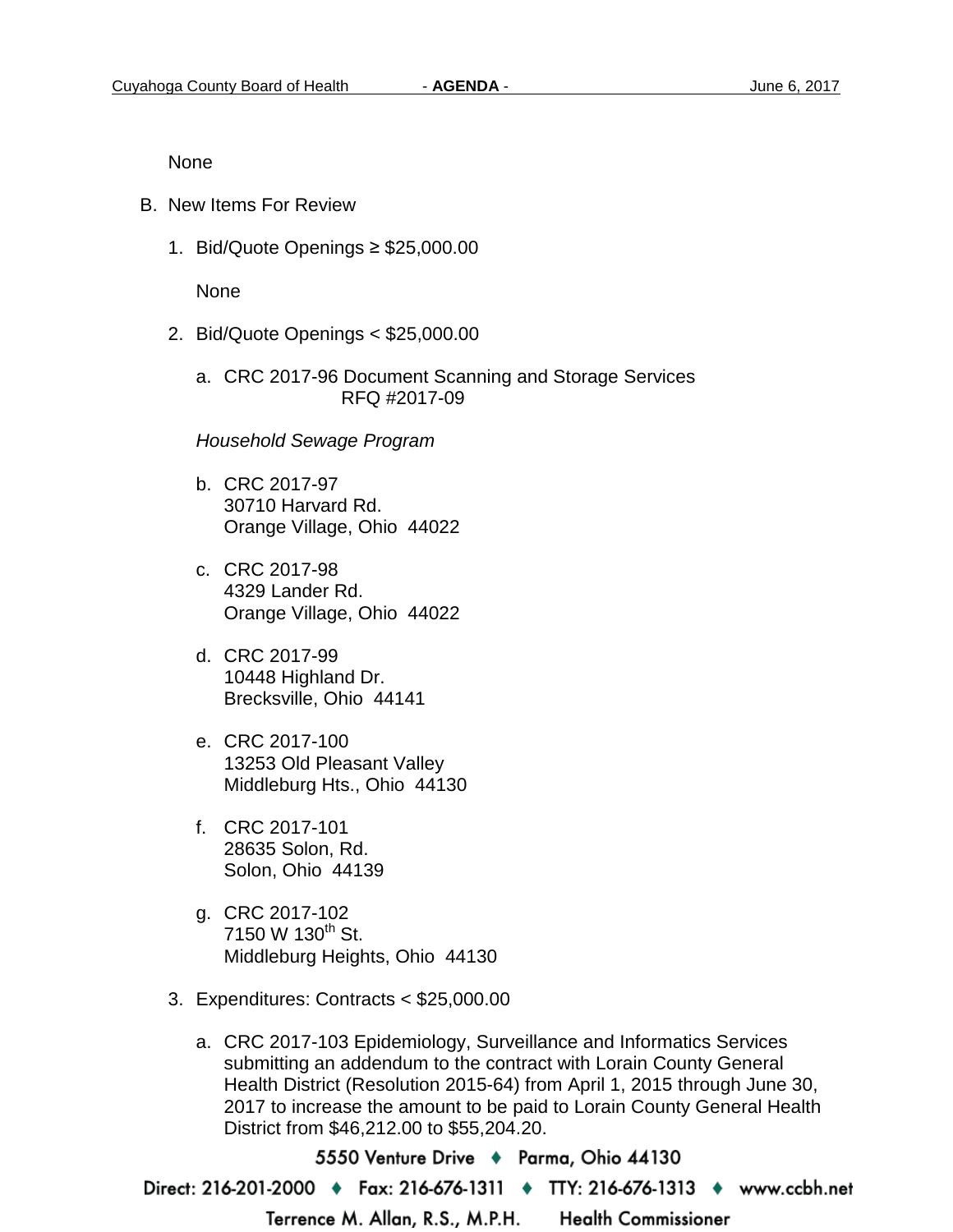None

B. New Items For Review

1. Bid/Quote Openings ≥ $25,000.00

   None

2. Bid/Quote Openings < $25,000.00

   a. CRC 2017-96 Document Scanning and Storage Services
      RFQ #2017-09

   *Household Sewage Program*

   b. CRC 2017-97
      30710 Harvard Rd.
      Orange Village, Ohio 44022

   c. CRC 2017-98
      4329 Lander Rd.
      Orange Village, Ohio 44022

   d. CRC 2017-99
      10448 Highland Dr.
      Brecksville, Ohio 44141

   e. CRC 2017-100
      13253 Old Pleasant Valley
      Middleburg Hts., Ohio 44130

   f. CRC 2017-101
      28635 Solon, Rd.
      Solon, Ohio 44139

   g. CRC 2017-102
      7150 W 130th St.
      Middleburg Heights, Ohio 44130

3. Expenditures: Contracts < $25,000.00

   a. CRC 2017-103 Epidemiology, Surveillance and Informatics Services submitting an addendum to the contract with Lorain County General Health District (Resolution 2015-64) from April 1, 2015 through June 30, 2017 to increase the amount to be paid to Lorain County General Health District from $46,212.00 to $55,204.20.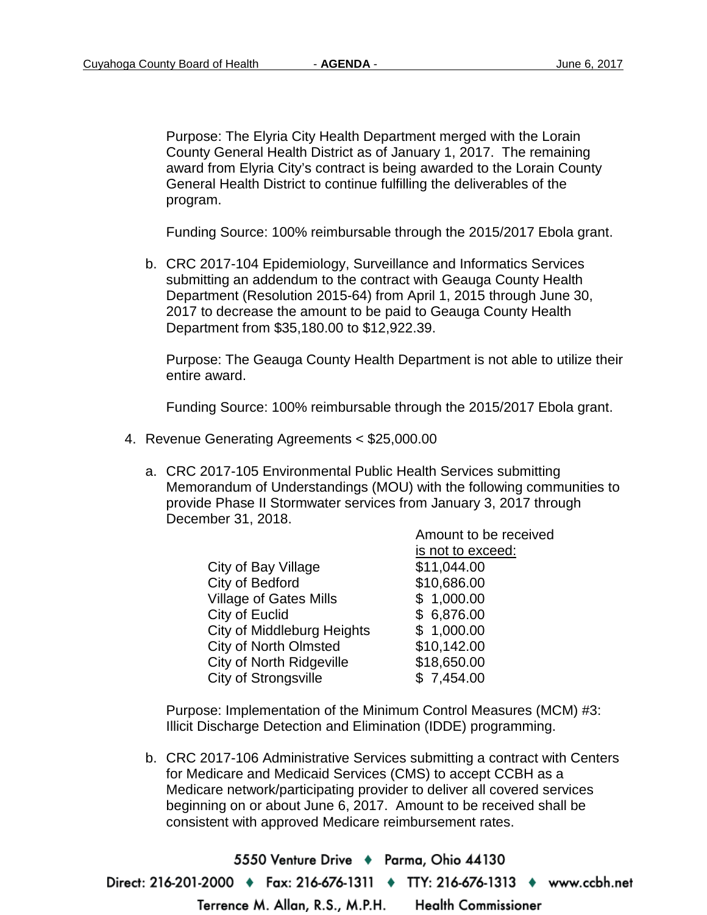Purpose: The Elyria City Health Department merged with the Lorain County General Health District as of January 1, 2017. The remaining award from Elyria City's contract is being awarded to the Lorain County General Health District to continue fulfilling the deliverables of the program.

Funding Source: 100% reimbursable through the 2015/2017 Ebola grant.

b. CRC 2017-104 Epidemiology, Surveillance and Informatics Services submitting an addendum to the contract with Geauga County Health Department (Resolution 2015-64) from April 1, 2015 through June 30, 2017 to decrease the amount to be paid to Geauga County Health Department from $35,180.00 to $12,922.39.

Purpose: The Geauga County Health Department is not able to utilize their entire award.

Funding Source: 100% reimbursable through the 2015/2017 Ebola grant.

4. Revenue Generating Agreements < $25,000.00

a. CRC 2017-105 Environmental Public Health Services submitting Memorandum of Understandings (MOU) with the following communities to provide Phase II Stormwater services from January 3, 2017 through December 31, 2018.

| | Amount to be received is not to exceed: |
|---|---|
| City of Bay Village | $11,044.00 |
| City of Bedford | $10,686.00 |
| Village of Gates Mills | $ 1,000.00 |
| City of Euclid | $ 6,876.00 |
| City of Middleburg Heights | $ 1,000.00 |
| City of North Olmsted | $10,142.00 |
| City of North Ridgeville | $18,650.00 |
| City of Strongsville | $ 7,454.00 |

Purpose: Implementation of the Minimum Control Measures (MCM) #3: Illicit Discharge Detection and Elimination (IDDE) programming.

b. CRC 2017-106 Administrative Services submitting a contract with Centers for Medicare and Medicaid Services (CMS) to accept CCBH as a Medicare network/participating provider to deliver all covered services beginning on or about June 6, 2017. Amount to be received shall be consistent with approved Medicare reimbursement rates.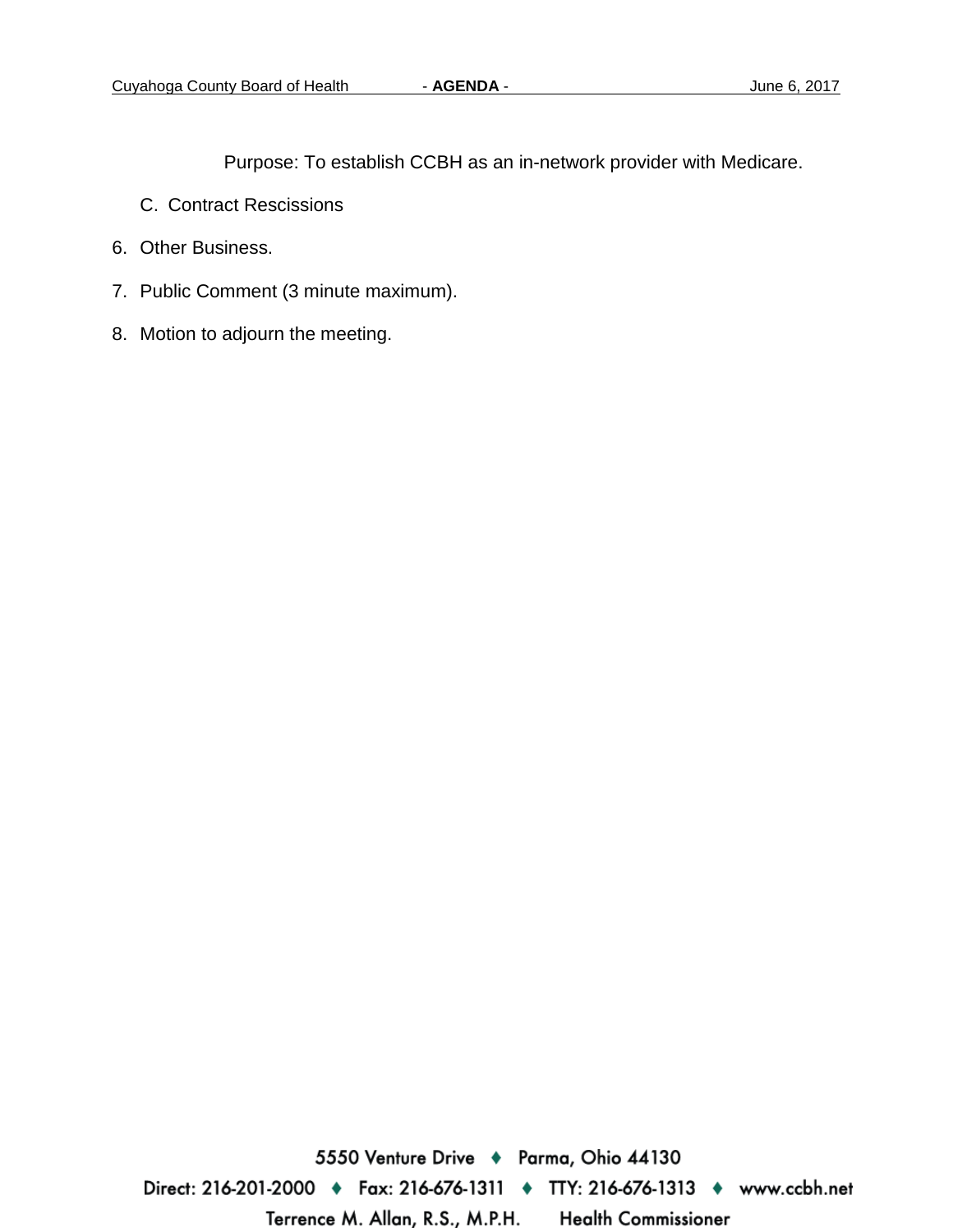Purpose: To establish CCBH as an in-network provider with Medicare.

C. Contract Rescissions

6. Other Business.

7. Public Comment (3 minute maximum).

8. Motion to adjourn the meeting.